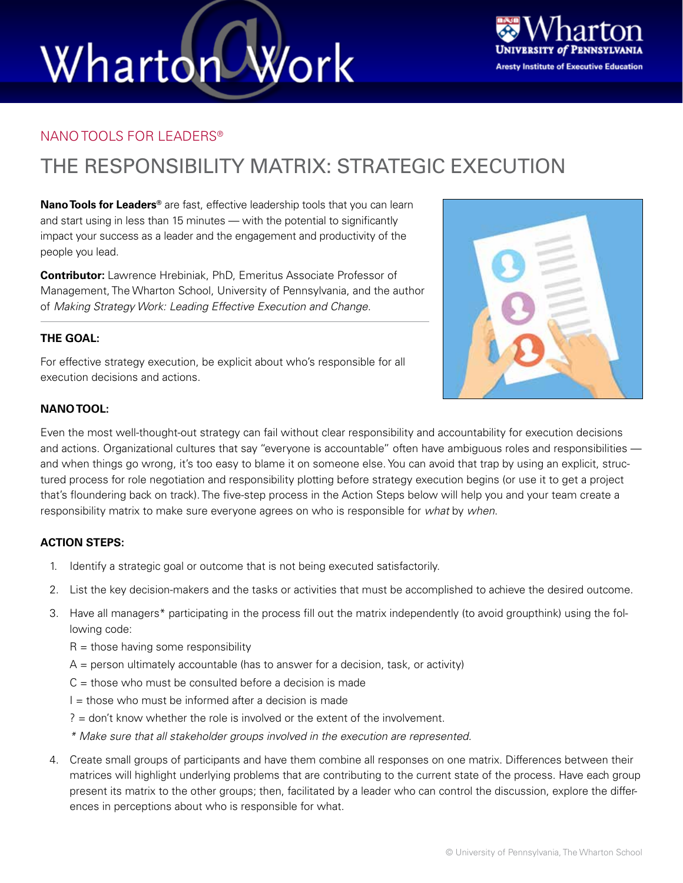# Wharton@Work

NANO TOOLS FOR LEADERS®

## THE RESPONSIBILITY MATRIX: STRATEGIC EXECUTION

**Nano Tools for Leaders®** are fast, effective leadership tools that you can learn and start using in less than 15 minutes — with the potential to significantly impact your success as a leader and the engagement and productivity of the people you lead.

**Contributor:** Lawrence Hrebiniak, PhD, Emeritus Associate Professor of Management, The Wharton School, University of Pennsylvania, and the author of *Making Strategy Work: Leading Effective Execution and Change*.

### THE GOAL:

For effective strategy execution, be explicit about who's responsible for all execution decisions and actions.

### NANO TOOL:

Even the most well-thought-out strategy can fail without clear responsibility and accountability for execution decisions and actions. Organizational cultures that say "everyone is accountable" often have ambiguous roles and responsibilities — and when things go wrong, it's too easy to blame it on someone else. You can avoid that trap by using an explicit, structured process for role negotiation and responsibility plotting before strategy execution begins (or use it to get a project that's floundering back on track). The five-step process in the Action Steps below will help you and your team create a responsibility matrix to make sure everyone agrees on who is responsible for *what* by *when*.

### ACTION STEPS:

1. Identify a strategic goal or outcome that is not being executed satisfactorily.
2. List the key decision-makers and the tasks or activities that must be accomplished to achieve the desired outcome.
3. Have all managers* participating in the process fill out the matrix independently (to avoid groupthink) using the following code:

   R = those having some responsibility

   A = person ultimately accountable (has to answer for a decision, task, or activity)

   C = those who must be consulted before a decision is made

   I = those who must be informed after a decision is made

   ? = don't know whether the role is involved or the extent of the involvement.

   *\* Make sure that all stakeholder groups involved in the execution are represented.*

4. Create small groups of participants and have them combine all responses on one matrix. Differences between their matrices will highlight underlying problems that are contributing to the current state of the process. Have each group present its matrix to the other groups; then, facilitated by a leader who can control the discussion, explore the differences in perceptions about who is responsible for what.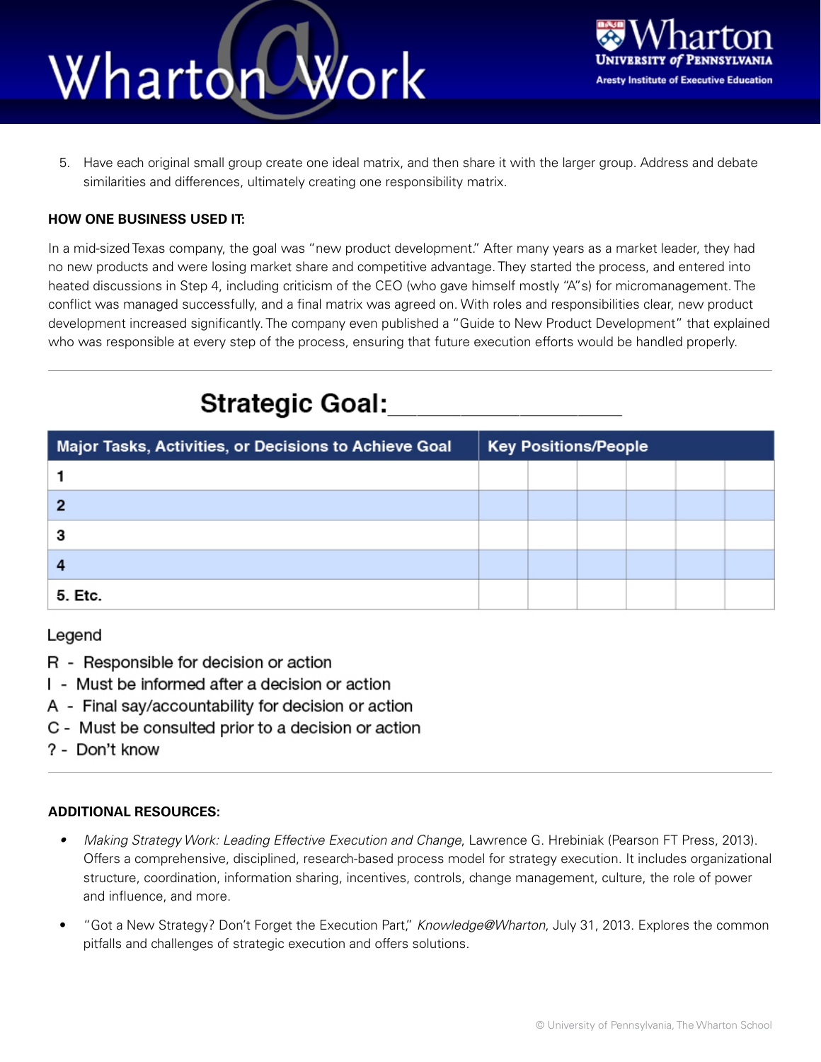5. Have each original small group create one ideal matrix, and then share it with the larger group. Address and debate similarities and differences, ultimately creating one responsibility matrix.

**HOW ONE BUSINESS USED IT:**

In a mid-sized Texas company, the goal was "new product development." After many years as a market leader, they had no new products and were losing market share and competitive advantage. They started the process, and entered into heated discussions in Step 4, including criticism of the CEO (who gave himself mostly "A"s) for micromanagement. The conflict was managed successfully, and a final matrix was agreed on. With roles and responsibilities clear, new product development increased significantly. The company even published a "Guide to New Product Development" that explained who was responsible at every step of the process, ensuring that future execution efforts would be handled properly.

---

## Strategic Goal:___________________

| Major Tasks, Activities, or Decisions to Achieve Goal | Key Positions/People | | | | | |
|---|---|---|---|---|---|---|
| 1 | | | | | | |
| 2 | | | | | | |
| 3 | | | | | | |
| 4 | | | | | | |
| 5. Etc. | | | | | | |

Legend

R - Responsible for decision or action
I - Must be informed after a decision or action
A - Final say/accountability for decision or action
C - Must be consulted prior to a decision or action
? - Don't know

---

**ADDITIONAL RESOURCES:**

- *Making Strategy Work: Leading Effective Execution and Change*, Lawrence G. Hrebiniak (Pearson FT Press, 2013). Offers a comprehensive, disciplined, research-based process model for strategy execution. It includes organizational structure, coordination, information sharing, incentives, controls, change management, culture, the role of power and influence, and more.
- "Got a New Strategy? Don't Forget the Execution Part," *Knowledge@Wharton*, July 31, 2013. Explores the common pitfalls and challenges of strategic execution and offers solutions.

© University of Pennsylvania, The Wharton School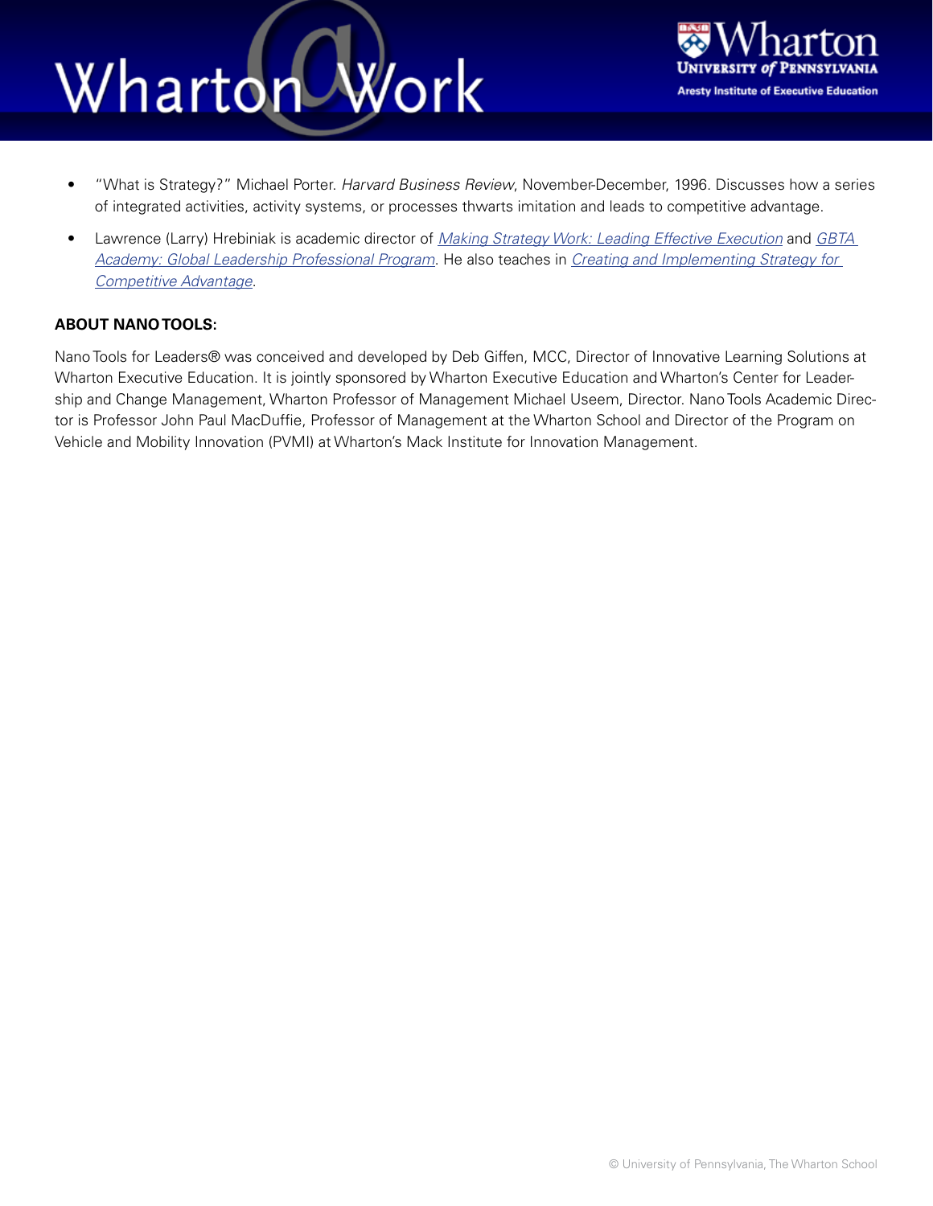- "What is Strategy?" Michael Porter. *Harvard Business Review*, November-December, 1996. Discusses how a series of integrated activities, activity systems, or processes thwarts imitation and leads to competitive advantage.
- Lawrence (Larry) Hrebiniak is academic director of *Making Strategy Work: Leading Effective Execution* and *GBTA Academy: Global Leadership Professional Program*. He also teaches in *Creating and Implementing Strategy for Competitive Advantage*.

**ABOUT NANO TOOLS:**

Nano Tools for Leaders® was conceived and developed by Deb Giffen, MCC, Director of Innovative Learning Solutions at Wharton Executive Education. It is jointly sponsored by Wharton Executive Education and Wharton's Center for Leadership and Change Management, Wharton Professor of Management Michael Useem, Director. Nano Tools Academic Director is Professor John Paul MacDuffie, Professor of Management at the Wharton School and Director of the Program on Vehicle and Mobility Innovation (PVMI) at Wharton's Mack Institute for Innovation Management.